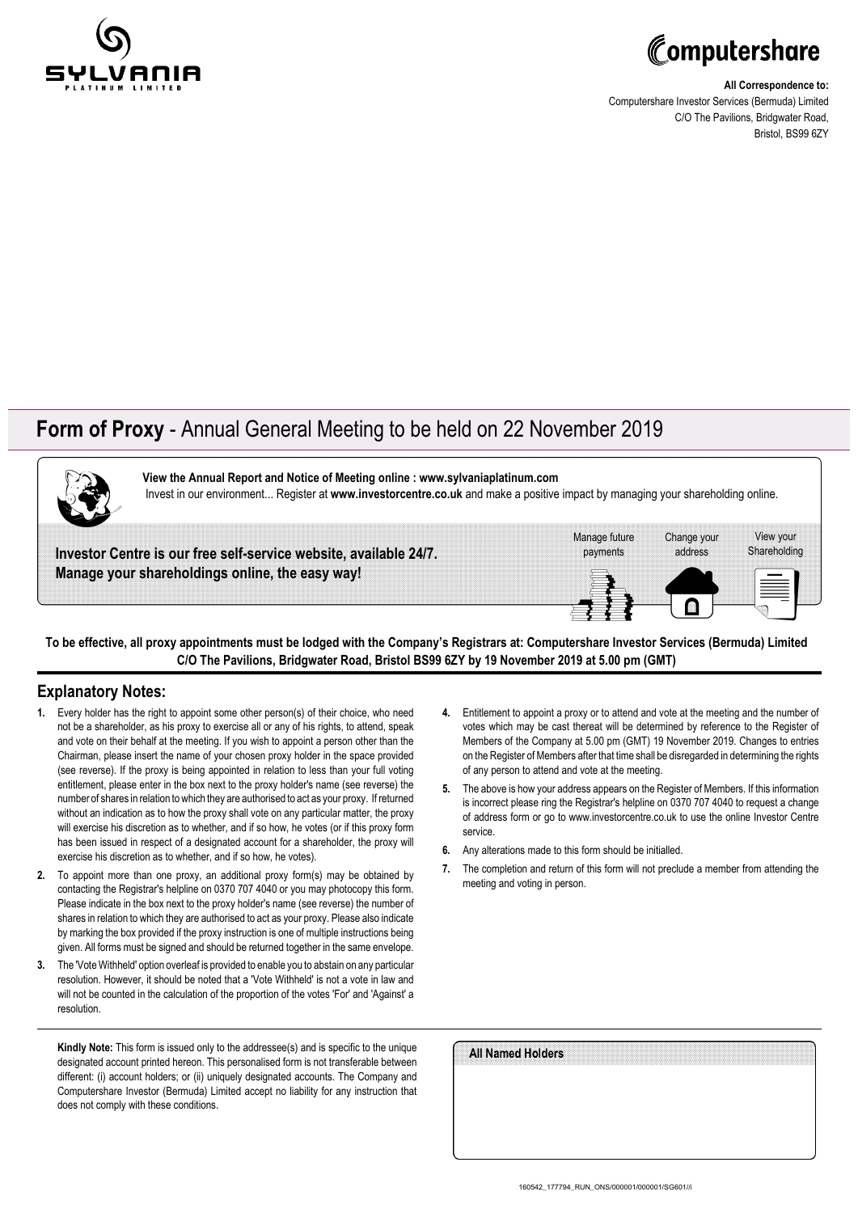**All Correspondence to:**
Computershare Investor Services (Bermuda) Limited
C/O The Pavilions, Bridgwater Road,
Bristol, BS99 6ZY

# **Form of Proxy** - Annual General Meeting to be held on 22 November 2019

**View the Annual Report and Notice of Meeting online : www.sylvaniaplatinum.com**
Invest in our environment... Register at **www.investorcentre.co.uk** and make a positive impact by managing your shareholding online.

**Investor Centre is our free self-service website, available 24/7.**
**Manage your shareholdings online, the easy way!**

Manage future payments | Change your address | View your Shareholding

**To be effective, all proxy appointments must be lodged with the Company's Registrars at: Computershare Investor Services (Bermuda) Limited C/O The Pavilions, Bridgwater Road, Bristol BS99 6ZY by 19 November 2019 at 5.00 pm (GMT)**

## Explanatory Notes:

1. Every holder has the right to appoint some other person(s) of their choice, who need not be a shareholder, as his proxy to exercise all or any of his rights, to attend, speak and vote on their behalf at the meeting. If you wish to appoint a person other than the Chairman, please insert the name of your chosen proxy holder in the space provided (see reverse). If the proxy is being appointed in relation to less than your full voting entitlement, please enter in the box next to the proxy holder's name (see reverse) the number of shares in relation to which they are authorised to act as your proxy. If returned without an indication as to how the proxy shall vote on any particular matter, the proxy will exercise his discretion as to whether, and if so how, he votes (or if this proxy form has been issued in respect of a designated account for a shareholder, the proxy will exercise his discretion as to whether, and if so how, he votes).
2. To appoint more than one proxy, an additional proxy form(s) may be obtained by contacting the Registrar's helpline on 0370 707 4040 or you may photocopy this form. Please indicate in the box next to the proxy holder's name (see reverse) the number of shares in relation to which they are authorised to act as your proxy. Please also indicate by marking the box provided if the proxy instruction is one of multiple instructions being given. All forms must be signed and should be returned together in the same envelope.
3. The 'Vote Withheld' option overleaf is provided to enable you to abstain on any particular resolution. However, it should be noted that a 'Vote Withheld' is not a vote in law and will not be counted in the calculation of the proportion of the votes 'For' and 'Against' a resolution.
4. Entitlement to appoint a proxy or to attend and vote at the meeting and the number of votes which may be cast thereat will be determined by reference to the Register of Members of the Company at 5.00 pm (GMT) 19 November 2019. Changes to entries on the Register of Members after that time shall be disregarded in determining the rights of any person to attend and vote at the meeting.
5. The above is how your address appears on the Register of Members. If this information is incorrect please ring the Registrar's helpline on 0370 707 4040 to request a change of address form or go to www.investorcentre.co.uk to use the online Investor Centre service.
6. Any alterations made to this form should be initialled.
7. The completion and return of this form will not preclude a member from attending the meeting and voting in person.

**Kindly Note:** This form is issued only to the addressee(s) and is specific to the unique designated account printed hereon. This personalised form is not transferable between different: (i) account holders; or (ii) uniquely designated accounts. The Company and Computershare Investor (Bermuda) Limited accept no liability for any instruction that does not comply with these conditions.

**All Named Holders**

160542_177794_RUN_ONS/000001/000001/SG601//i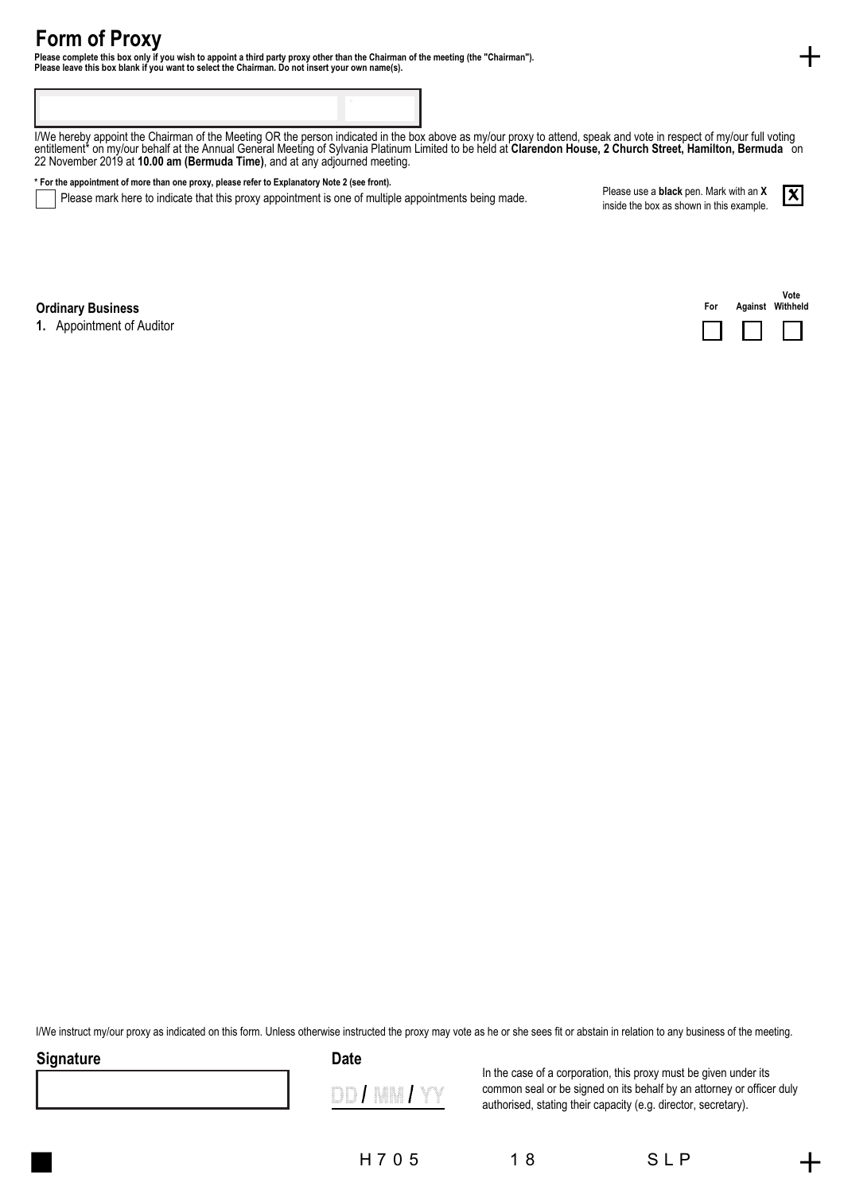# Form of Proxy

**Please complete this box only if you wish to appoint a third party proxy other than the Chairman of the meeting (the "Chairman"). Please leave this box blank if you want to select the Chairman. Do not insert your own name(s).**

I/We hereby appoint the Chairman of the Meeting OR the person indicated in the box above as my/our proxy to attend, speak and vote in respect of my/our full voting entitlement* on my/our behalf at the Annual General Meeting of Sylvania Platinum Limited to be held at **Clarendon House, 2 Church Street, Hamilton, Bermuda** on 22 November 2019 at **10.00 am (Bermuda Time)**, and at any adjourned meeting.

**\* For the appointment of more than one proxy, please refer to Explanatory Note 2 (see front).**

☐ Please mark here to indicate that this proxy appointment is one of multiple appointments being made.

Please use a **black** pen. Mark with an **X** inside the box as shown in this example. ☒

| Ordinary Business | For | Against | Vote Withheld |
|---|---|---|---|
| 1. Appointment of Auditor | ☐ | ☐ | ☐ |

I/We instruct my/our proxy as indicated on this form. Unless otherwise instructed the proxy may vote as he or she sees fit or abstain in relation to any business of the meeting.

**Signature**

**Date**

DD / MM / YY

In the case of a corporation, this proxy must be given under its common seal or be signed on its behalf by an attorney or officer duly authorised, stating their capacity (e.g. director, secretary).

H705 18 SLP